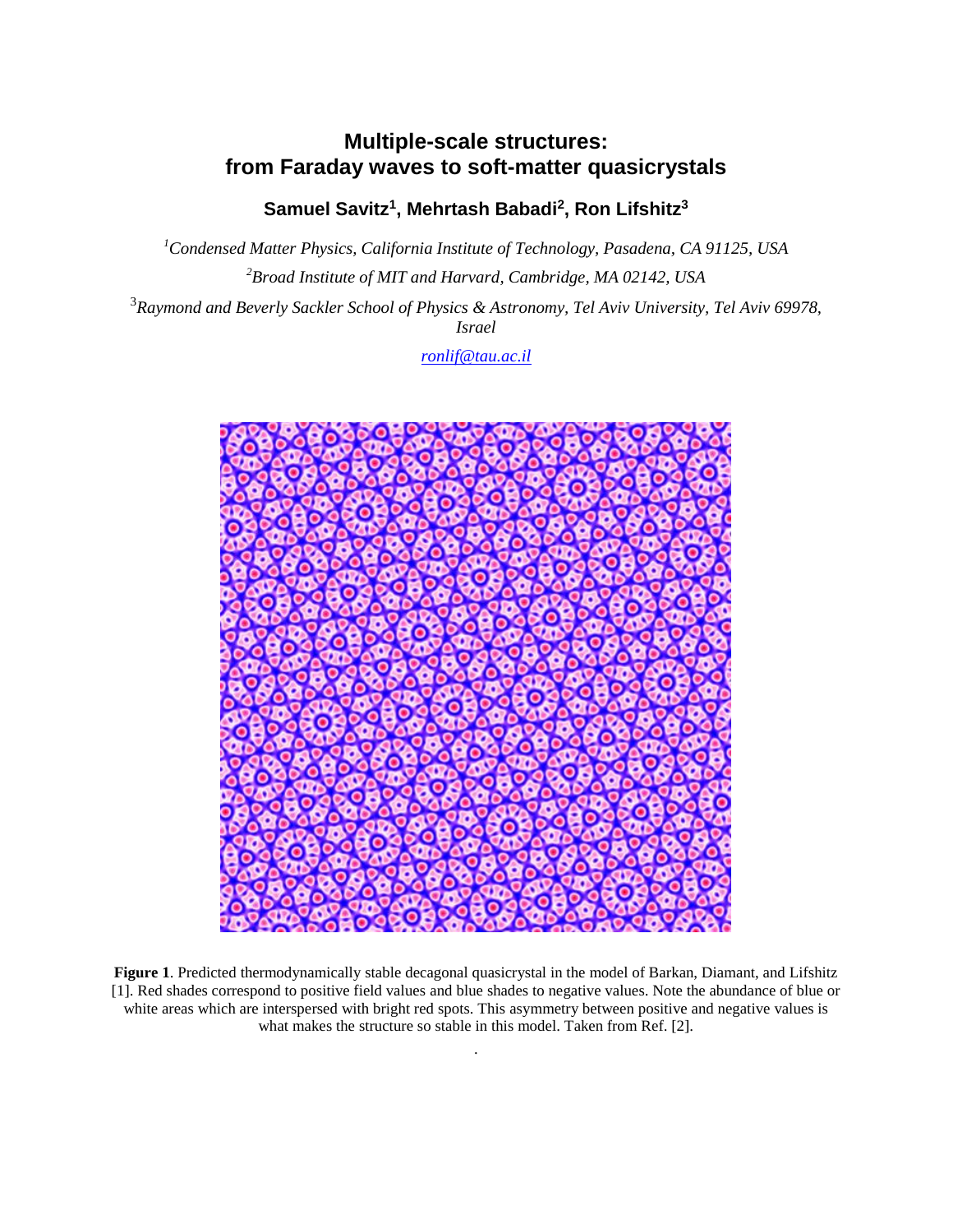# Multiple-scale structures: from Faraday waves to soft-matter quasicrystals

**Samuel Savitz[1], Mehrtash Babadi[2], Ron Lifshitz[3]**

[1]*Condensed Matter Physics, California Institute of Technology, Pasadena, CA 91125, USA*

[2]*Broad Institute of MIT and Harvard, Cambridge, MA 02142, USA*

[3]*Raymond and Beverly Sackler School of Physics & Astronomy, Tel Aviv University, Tel Aviv 69978, Israel*

ronlif@tau.ac.il

**Figure 1**. Predicted thermodynamically stable decagonal quasicrystal in the model of Barkan, Diamant, and Lifshitz [1]. Red shades correspond to positive field values and blue shades to negative values. Note the abundance of blue or white areas which are interspersed with bright red spots. This asymmetry between positive and negative values is what makes the structure so stable in this model. Taken from Ref. [2].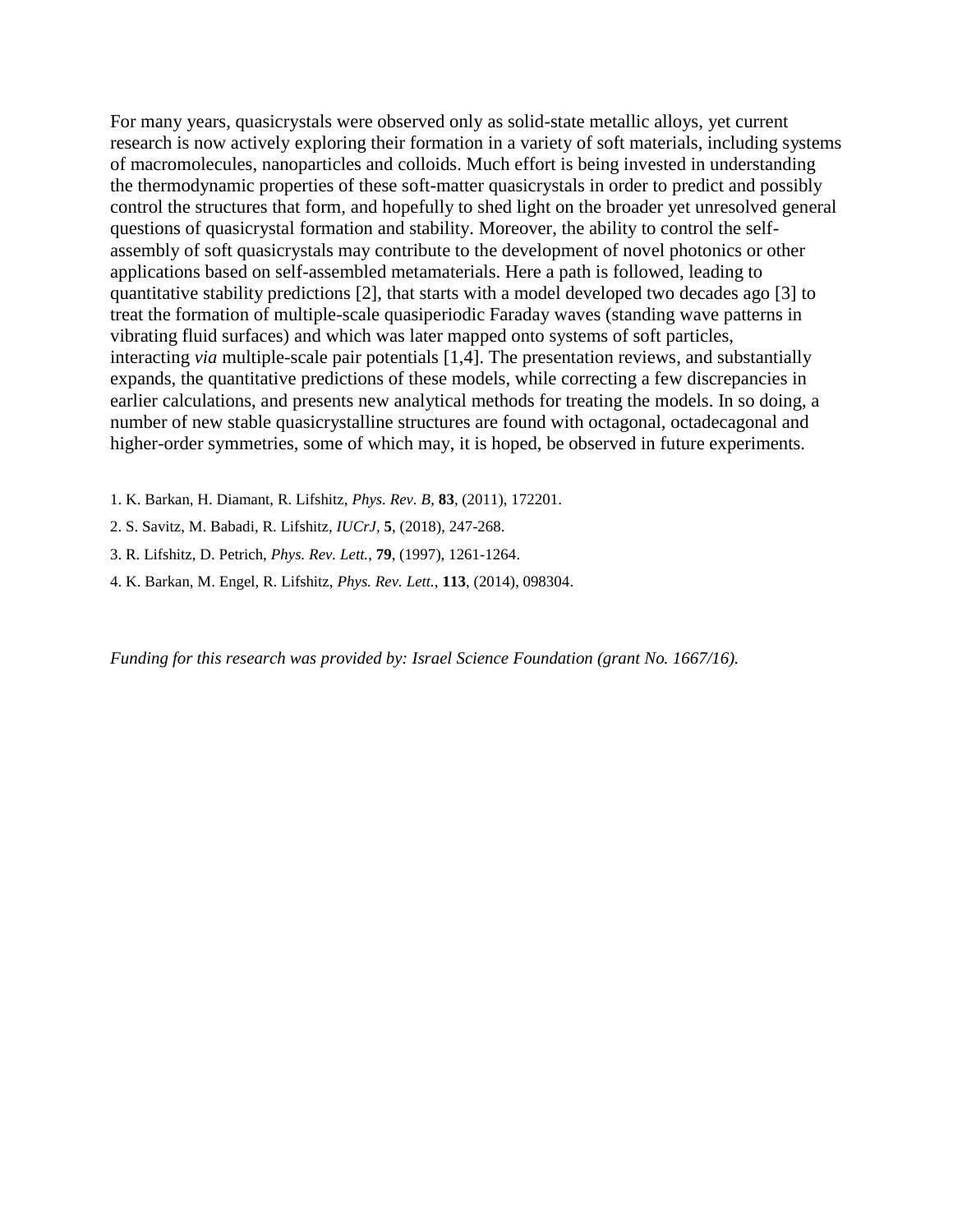For many years, quasicrystals were observed only as solid-state metallic alloys, yet current research is now actively exploring their formation in a variety of soft materials, including systems of macromolecules, nanoparticles and colloids. Much effort is being invested in understanding the thermodynamic properties of these soft-matter quasicrystals in order to predict and possibly control the structures that form, and hopefully to shed light on the broader yet unresolved general questions of quasicrystal formation and stability. Moreover, the ability to control the self-assembly of soft quasicrystals may contribute to the development of novel photonics or other applications based on self-assembled metamaterials. Here a path is followed, leading to quantitative stability predictions [2], that starts with a model developed two decades ago [3] to treat the formation of multiple-scale quasiperiodic Faraday waves (standing wave patterns in vibrating fluid surfaces) and which was later mapped onto systems of soft particles, interacting *via* multiple-scale pair potentials [1,4]. The presentation reviews, and substantially expands, the quantitative predictions of these models, while correcting a few discrepancies in earlier calculations, and presents new analytical methods for treating the models. In so doing, a number of new stable quasicrystalline structures are found with octagonal, octadecagonal and higher-order symmetries, some of which may, it is hoped, be observed in future experiments.

1. K. Barkan, H. Diamant, R. Lifshitz, *Phys. Rev. B*, **83**, (2011), 172201.
2. S. Savitz, M. Babadi, R. Lifshitz, *IUCrJ*, **5**, (2018), 247-268.
3. R. Lifshitz, D. Petrich, *Phys. Rev. Lett.*, **79**, (1997), 1261-1264.
4. K. Barkan, M. Engel, R. Lifshitz, *Phys. Rev. Lett.*, **113**, (2014), 098304.

*Funding for this research was provided by: Israel Science Foundation (grant No. 1667/16).*